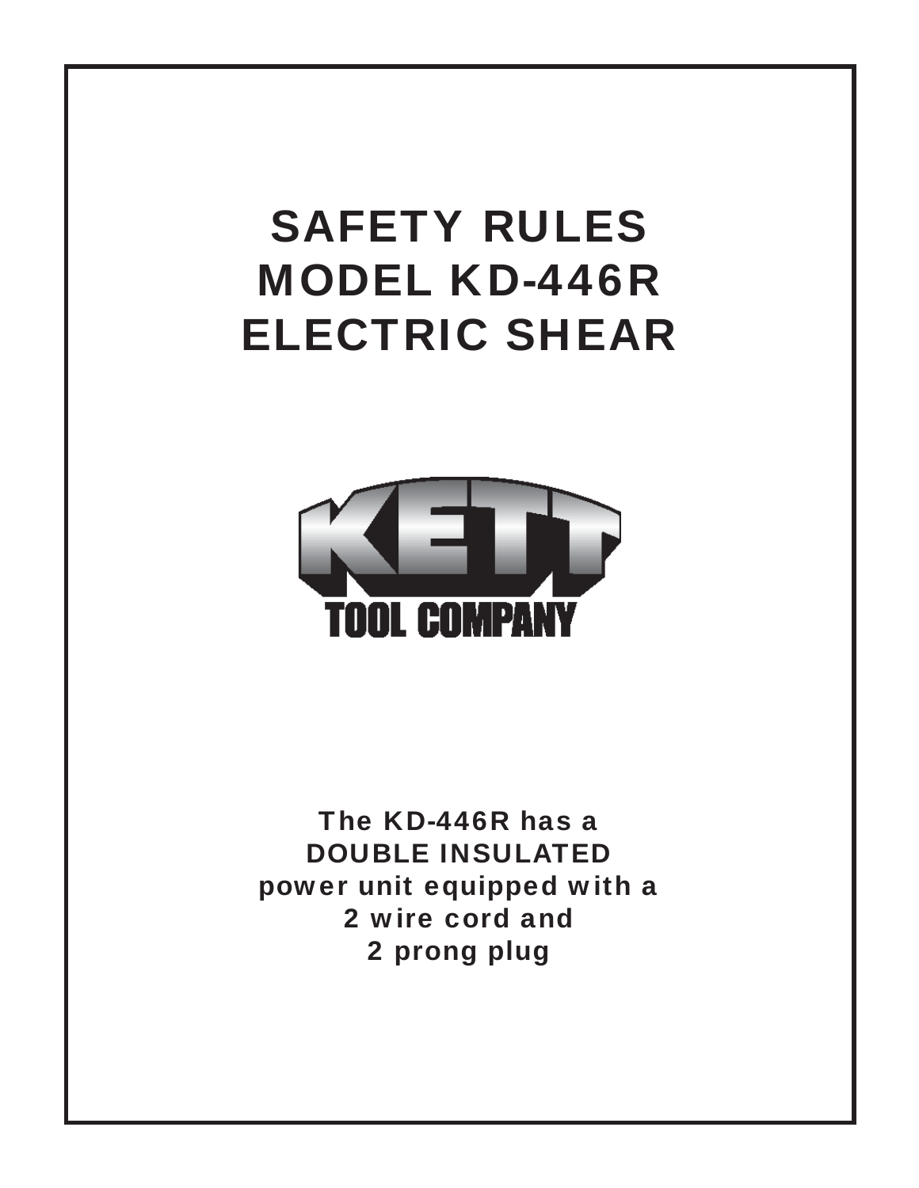# SAFETY RULES
# MODEL KD-446R
# ELECTRIC SHEAR

KETT
TOOL COMPANY

**The KD-446R has a**
**DOUBLE INSULATED**
**power unit equipped with a**
**2 wire cord and**
**2 prong plug**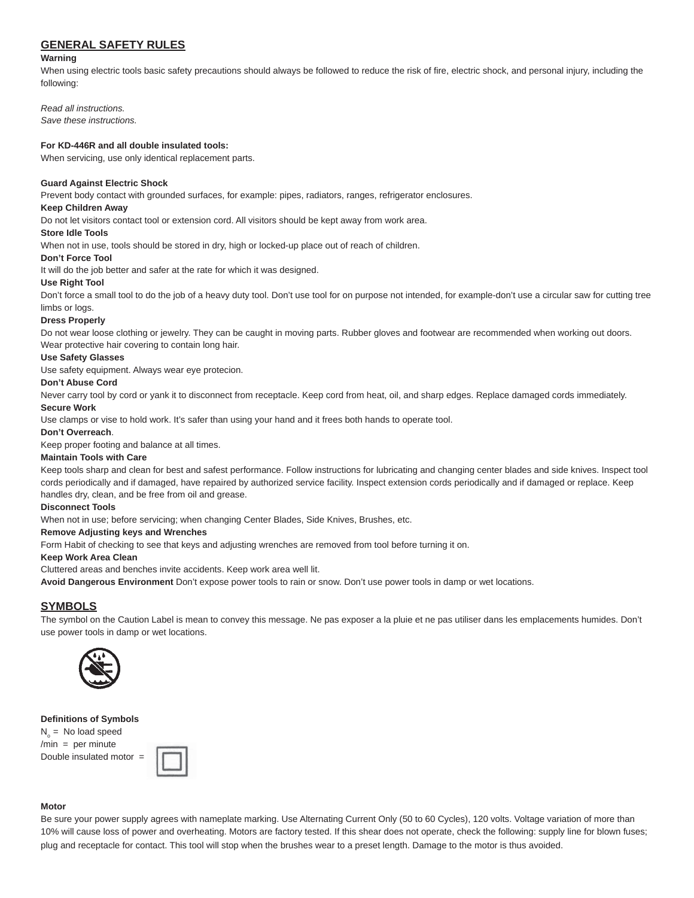## GENERAL SAFETY RULES

**Warning**

When using electric tools basic safety precautions should always be followed to reduce the risk of fire, electric shock, and personal injury, including the following:

*Read all instructions.*
*Save these instructions.*

**For KD-446R and all double insulated tools:**

When servicing, use only identical replacement parts.

**Guard Against Electric Shock**

Prevent body contact with grounded surfaces, for example: pipes, radiators, ranges, refrigerator enclosures.

**Keep Children Away**

Do not let visitors contact tool or extension cord. All visitors should be kept away from work area.

**Store Idle Tools**

When not in use, tools should be stored in dry, high or locked-up place out of reach of children.

**Don't Force Tool**

It will do the job better and safer at the rate for which it was designed.

**Use Right Tool**

Don't force a small tool to do the job of a heavy duty tool. Don't use tool for on purpose not intended, for example-don't use a circular saw for cutting tree limbs or logs.

**Dress Properly**

Do not wear loose clothing or jewelry. They can be caught in moving parts. Rubber gloves and footwear are recommended when working out doors. Wear protective hair covering to contain long hair.

**Use Safety Glasses**

Use safety equipment. Always wear eye protecion.

**Don't Abuse Cord**

Never carry tool by cord or yank it to disconnect from receptacle. Keep cord from heat, oil, and sharp edges. Replace damaged cords immediately.

**Secure Work**

Use clamps or vise to hold work. It's safer than using your hand and it frees both hands to operate tool.

**Don't Overreach**.

Keep proper footing and balance at all times.

**Maintain Tools with Care**

Keep tools sharp and clean for best and safest performance. Follow instructions for lubricating and changing center blades and side knives. Inspect tool cords periodically and if damaged, have repaired by authorized service facility. Inspect extension cords periodically and if damaged or replace. Keep handles dry, clean, and be free from oil and grease.

**Disconnect Tools**

When not in use; before servicing; when changing Center Blades, Side Knives, Brushes, etc.

**Remove Adjusting keys and Wrenches**

Form Habit of checking to see that keys and adjusting wrenches are removed from tool before turning it on.

**Keep Work Area Clean**

Cluttered areas and benches invite accidents. Keep work area well lit.

**Avoid Dangerous Environment** Don't expose power tools to rain or snow. Don't use power tools in damp or wet locations.

## SYMBOLS

The symbol on the Caution Label is mean to convey this message. Ne pas exposer a la pluie et ne pas utiliser dans les emplacements humides. Don't use power tools in damp or wet locations.

**Definitions of Symbols**

$N_o$ = No load speed
/min = per minute
Double insulated motor =

**Motor**

Be sure your power supply agrees with nameplate marking. Use Alternating Current Only (50 to 60 Cycles), 120 volts. Voltage variation of more than 10% will cause loss of power and overheating. Motors are factory tested. If this shear does not operate, check the following: supply line for blown fuses; plug and receptacle for contact. This tool will stop when the brushes wear to a preset length. Damage to the motor is thus avoided.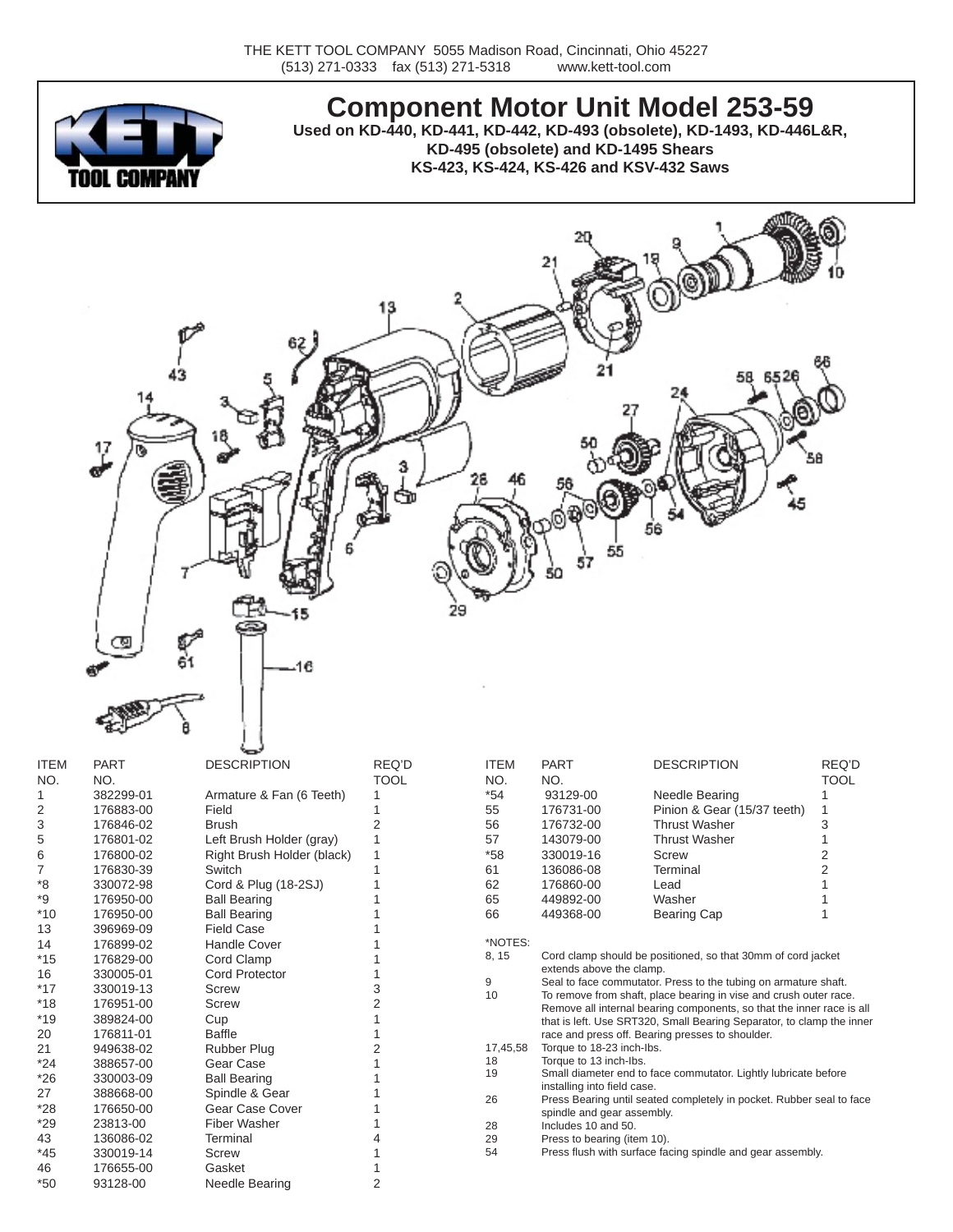THE KETT TOOL COMPANY 5055 Madison Road, Cincinnati, Ohio 45227
(513) 271-0333 fax (513) 271-5318 www.kett-tool.com

# Component Motor Unit Model 253-59

**Used on KD-440, KD-441, KD-442, KD-493 (obsolete), KD-1493, KD-446L&R, KD-495 (obsolete) and KD-1495 Shears KS-423, KS-424, KS-426 and KSV-432 Saws**

| ITEM NO. | PART NO. | DESCRIPTION | REQ'D TOOL |
|---|---|---|---|
| 1 | 382299-01 | Armature & Fan (6 Teeth) | 1 |
| 2 | 176883-00 | Field | 1 |
| 3 | 176846-02 | Brush | 2 |
| 5 | 176801-02 | Left Brush Holder (gray) | 1 |
| 6 | 176800-02 | Right Brush Holder (black) | 1 |
| 7 | 176830-39 | Switch | 1 |
| *8 | 330072-98 | Cord & Plug (18-2SJ) | 1 |
| *9 | 176950-00 | Ball Bearing | 1 |
| *10 | 176950-00 | Ball Bearing | 1 |
| 13 | 396969-09 | Field Case | 1 |
| 14 | 176899-02 | Handle Cover | 1 |
| *15 | 176829-00 | Cord Clamp | 1 |
| 16 | 330005-01 | Cord Protector | 1 |
| *17 | 330019-13 | Screw | 3 |
| *18 | 176951-00 | Screw | 2 |
| *19 | 389824-00 | Cup | 1 |
| 20 | 176811-01 | Baffle | 1 |
| 21 | 949638-02 | Rubber Plug | 2 |
| *24 | 388657-00 | Gear Case | 1 |
| *26 | 330003-09 | Ball Bearing | 1 |
| 27 | 388668-00 | Spindle & Gear | 1 |
| *28 | 176650-00 | Gear Case Cover | 1 |
| *29 | 23813-00 | Fiber Washer | 1 |
| 43 | 136086-02 | Terminal | 4 |
| *45 | 330019-14 | Screw | 1 |
| 46 | 176655-00 | Gasket | 1 |
| *50 | 93128-00 | Needle Bearing | 2 |
| *54 | 93129-00 | Needle Bearing | 1 |
| 55 | 176731-00 | Pinion & Gear (15/37 teeth) | 1 |
| 56 | 176732-00 | Thrust Washer | 3 |
| 57 | 143079-00 | Thrust Washer | 1 |
| *58 | 330019-16 | Screw | 2 |
| 61 | 136086-08 | Terminal | 2 |
| 62 | 176860-00 | Lead | 1 |
| 65 | 449892-00 | Washer | 1 |
| 66 | 449368-00 | Bearing Cap | 1 |

*NOTES:

| | |
|---|---|
| 8, 15 | Cord clamp should be positioned, so that 30mm of cord jacket extends above the clamp. |
| 9 | Seal to face commutator. Press to the tubing on armature shaft. |
| 10 | To remove from shaft, place bearing in vise and crush outer race. Remove all internal bearing components, so that the inner race is all that is left. Use SRT320, Small Bearing Separator, to clamp the inner race and press off. Bearing presses to shoulder. |
| 17,45,58 | Torque to 18-23 inch-lbs. |
| 18 | Torque to 13 inch-lbs. |
| 19 | Small diameter end to face commutator. Lightly lubricate before installing into field case. |
| 26 | Press Bearing until seated completely in pocket. Rubber seal to face spindle and gear assembly. |
| 28 | Includes 10 and 50. |
| 29 | Press to bearing (item 10). |
| 54 | Press flush with surface facing spindle and gear assembly. |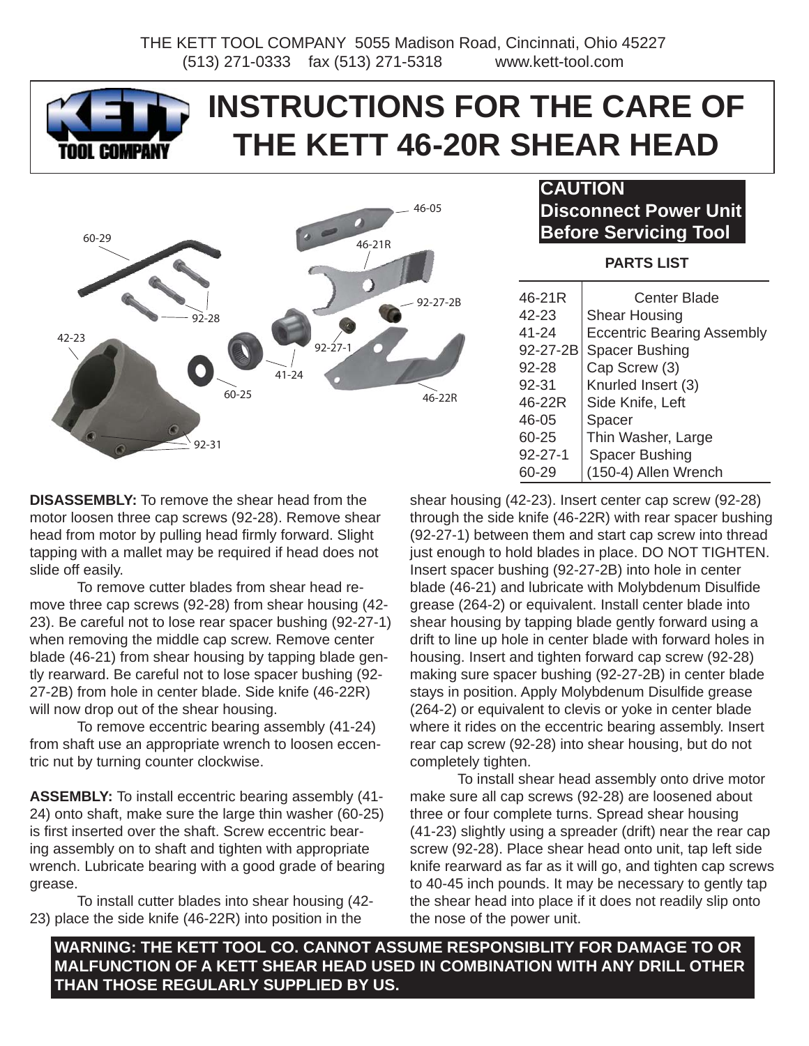THE KETT TOOL COMPANY 5055 Madison Road, Cincinnati, Ohio 45227
(513) 271-0333 fax (513) 271-5318 www.kett-tool.com

# INSTRUCTIONS FOR THE CARE OF THE KETT 46-20R SHEAR HEAD

**CAUTION**
**Disconnect Power Unit Before Servicing Tool**

**PARTS LIST**

| | |
|---|---|
| 46-21R | Center Blade |
| 42-23 | Shear Housing |
| 41-24 | Eccentric Bearing Assembly |
| 92-27-2B | Spacer Bushing |
| 92-28 | Cap Screw (3) |
| 92-31 | Knurled Insert (3) |
| 46-22R | Side Knife, Left |
| 46-05 | Spacer |
| 60-25 | Thin Washer, Large |
| 92-27-1 | Spacer Bushing |
| 60-29 | (150-4) Allen Wrench |

**DISASSEMBLY:** To remove the shear head from the motor loosen three cap screws (92-28). Remove shear head from motor by pulling head firmly forward. Slight tapping with a mallet may be required if head does not slide off easily.

To remove cutter blades from shear head remove three cap screws (92-28) from shear housing (42-23). Be careful not to lose rear spacer bushing (92-27-1) when removing the middle cap screw. Remove center blade (46-21) from shear housing by tapping blade gently rearward. Be careful not to lose spacer bushing (92-27-2B) from hole in center blade. Side knife (46-22R) will now drop out of the shear housing.

To remove eccentric bearing assembly (41-24) from shaft use an appropriate wrench to loosen eccentric nut by turning counter clockwise.

**ASSEMBLY:** To install eccentric bearing assembly (41-24) onto shaft, make sure the large thin washer (60-25) is first inserted over the shaft. Screw eccentric bearing assembly on to shaft and tighten with appropriate wrench. Lubricate bearing with a good grade of bearing grease.

To install cutter blades into shear housing (42-23) place the side knife (46-22R) into position in the shear housing (42-23). Insert center cap screw (92-28) through the side knife (46-22R) with rear spacer bushing (92-27-1) between them and start cap screw into thread just enough to hold blades in place. DO NOT TIGHTEN. Insert spacer bushing (92-27-2B) into hole in center blade (46-21) and lubricate with Molybdenum Disulfide grease (264-2) or equivalent. Install center blade into shear housing by tapping blade gently forward using a drift to line up hole in center blade with forward holes in housing. Insert and tighten forward cap screw (92-28) making sure spacer bushing (92-27-2B) in center blade stays in position. Apply Molybdenum Disulfide grease (264-2) or equivalent to clevis or yoke in center blade where it rides on the eccentric bearing assembly. Insert rear cap screw (92-28) into shear housing, but do not completely tighten.

To install shear head assembly onto drive motor make sure all cap screws (92-28) are loosened about three or four complete turns. Spread shear housing (41-23) slightly using a spreader (drift) near the rear cap screw (92-28). Place shear head onto unit, tap left side knife rearward as far as it will go, and tighten cap screws to 40-45 inch pounds. It may be necessary to gently tap the shear head into place if it does not readily slip onto the nose of the power unit.

**WARNING: THE KETT TOOL CO. CANNOT ASSUME RESPONSIBLITY FOR DAMAGE TO OR MALFUNCTION OF A KETT SHEAR HEAD USED IN COMBINATION WITH ANY DRILL OTHER THAN THOSE REGULARLY SUPPLIED BY US.**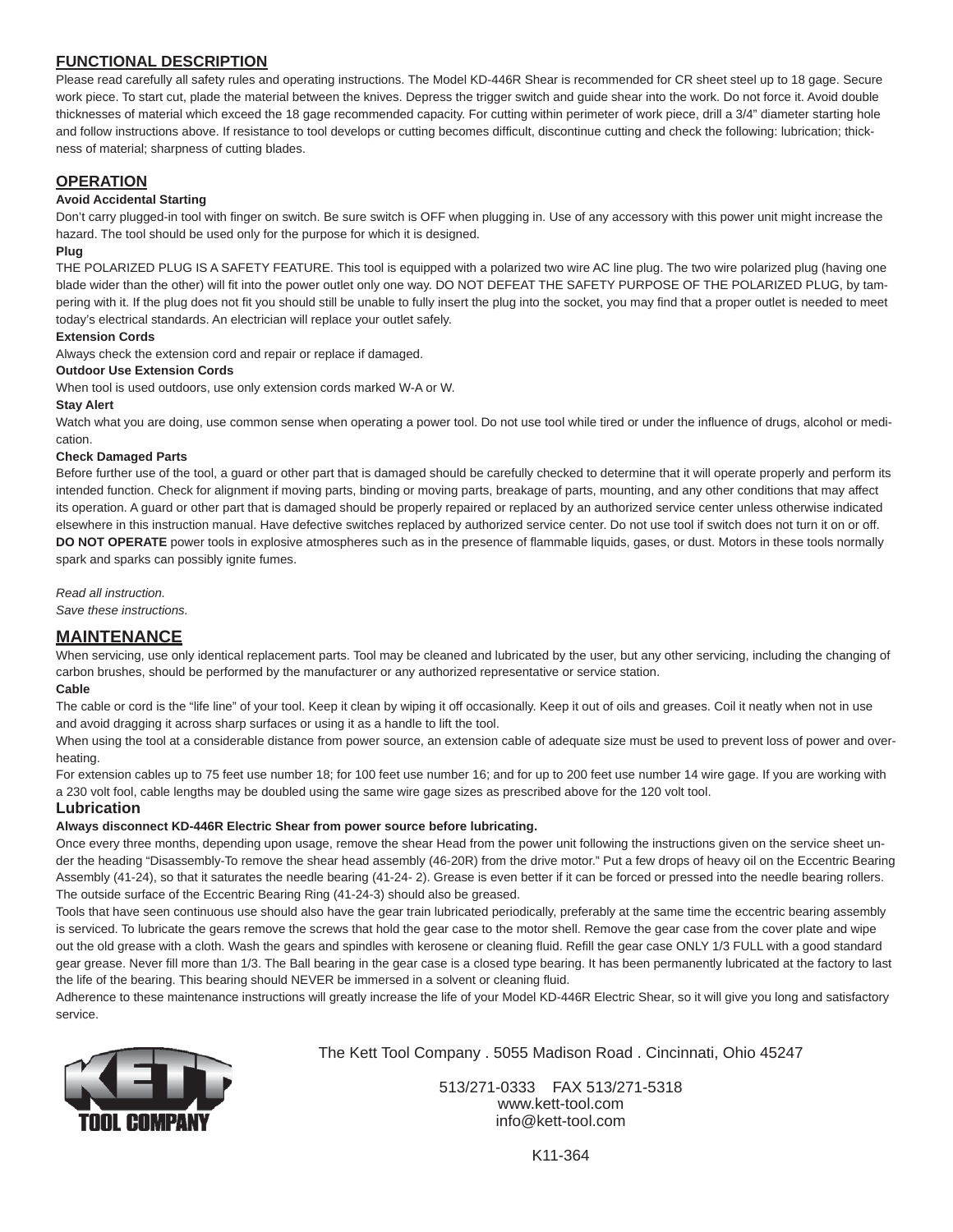## FUNCTIONAL DESCRIPTION

Please read carefully all safety rules and operating instructions. The Model KD-446R Shear is recommended for CR sheet steel up to 18 gage. Secure work piece. To start cut, plade the material between the knives. Depress the trigger switch and guide shear into the work. Do not force it. Avoid double thicknesses of material which exceed the 18 gage recommended capacity. For cutting within perimeter of work piece, drill a 3/4" diameter starting hole and follow instructions above. If resistance to tool develops or cutting becomes difficult, discontinue cutting and check the following: lubrication; thickness of material; sharpness of cutting blades.

## OPERATION

**Avoid Accidental Starting**

Don't carry plugged-in tool with finger on switch. Be sure switch is OFF when plugging in. Use of any accessory with this power unit might increase the hazard. The tool should be used only for the purpose for which it is designed.

**Plug**

THE POLARIZED PLUG IS A SAFETY FEATURE. This tool is equipped with a polarized two wire AC line plug. The two wire polarized plug (having one blade wider than the other) will fit into the power outlet only one way. DO NOT DEFEAT THE SAFETY PURPOSE OF THE POLARIZED PLUG, by tampering with it. If the plug does not fit you should still be unable to fully insert the plug into the socket, you may find that a proper outlet is needed to meet today's electrical standards. An electrician will replace your outlet safely.

**Extension Cords**

Always check the extension cord and repair or replace if damaged.

**Outdoor Use Extension Cords**

When tool is used outdoors, use only extension cords marked W-A or W.

**Stay Alert**

Watch what you are doing, use common sense when operating a power tool. Do not use tool while tired or under the influence of drugs, alcohol or medication.

**Check Damaged Parts**

Before further use of the tool, a guard or other part that is damaged should be carefully checked to determine that it will operate properly and perform its intended function. Check for alignment if moving parts, binding or moving parts, breakage of parts, mounting, and any other conditions that may affect its operation. A guard or other part that is damaged should be properly repaired or replaced by an authorized service center unless otherwise indicated elsewhere in this instruction manual. Have defective switches replaced by authorized service center. Do not use tool if switch does not turn it on or off.
**DO NOT OPERATE** power tools in explosive atmospheres such as in the presence of flammable liquids, gases, or dust. Motors in these tools normally spark and sparks can possibly ignite fumes.

*Read all instruction.*
*Save these instructions.*

## MAINTENANCE

When servicing, use only identical replacement parts. Tool may be cleaned and lubricated by the user, but any other servicing, including the changing of carbon brushes, should be performed by the manufacturer or any authorized representative or service station.

**Cable**

The cable or cord is the "life line" of your tool. Keep it clean by wiping it off occasionally. Keep it out of oils and greases. Coil it neatly when not in use and avoid dragging it across sharp surfaces or using it as a handle to lift the tool.

When using the tool at a considerable distance from power source, an extension cable of adequate size must be used to prevent loss of power and overheating.

For extension cables up to 75 feet use number 18; for 100 feet use number 16; and for up to 200 feet use number 14 wire gage. If you are working with a 230 volt fool, cable lengths may be doubled using the same wire gage sizes as prescribed above for the 120 volt tool.

### Lubrication

**Always disconnect KD-446R Electric Shear from power source before lubricating.**

Once every three months, depending upon usage, remove the shear Head from the power unit following the instructions given on the service sheet under the heading "Disassembly-To remove the shear head assembly (46-20R) from the drive motor." Put a few drops of heavy oil on the Eccentric Bearing Assembly (41-24), so that it saturates the needle bearing (41-24- 2). Grease is even better if it can be forced or pressed into the needle bearing rollers. The outside surface of the Eccentric Bearing Ring (41-24-3) should also be greased.

Tools that have seen continuous use should also have the gear train lubricated periodically, preferably at the same time the eccentric bearing assembly is serviced. To lubricate the gears remove the screws that hold the gear case to the motor shell. Remove the gear case from the cover plate and wipe out the old grease with a cloth. Wash the gears and spindles with kerosene or cleaning fluid. Refill the gear case ONLY 1/3 FULL with a good standard gear grease. Never fill more than 1/3. The Ball bearing in the gear case is a closed type bearing. It has been permanently lubricated at the factory to last the life of the bearing. This bearing should NEVER be immersed in a solvent or cleaning fluid.

Adherence to these maintenance instructions will greatly increase the life of your Model KD-446R Electric Shear, so it will give you long and satisfactory service.

KETT TOOL COMPANY

The Kett Tool Company . 5055 Madison Road . Cincinnati, Ohio 45247

513/271-0333 FAX 513/271-5318
www.kett-tool.com
info@kett-tool.com

K11-364